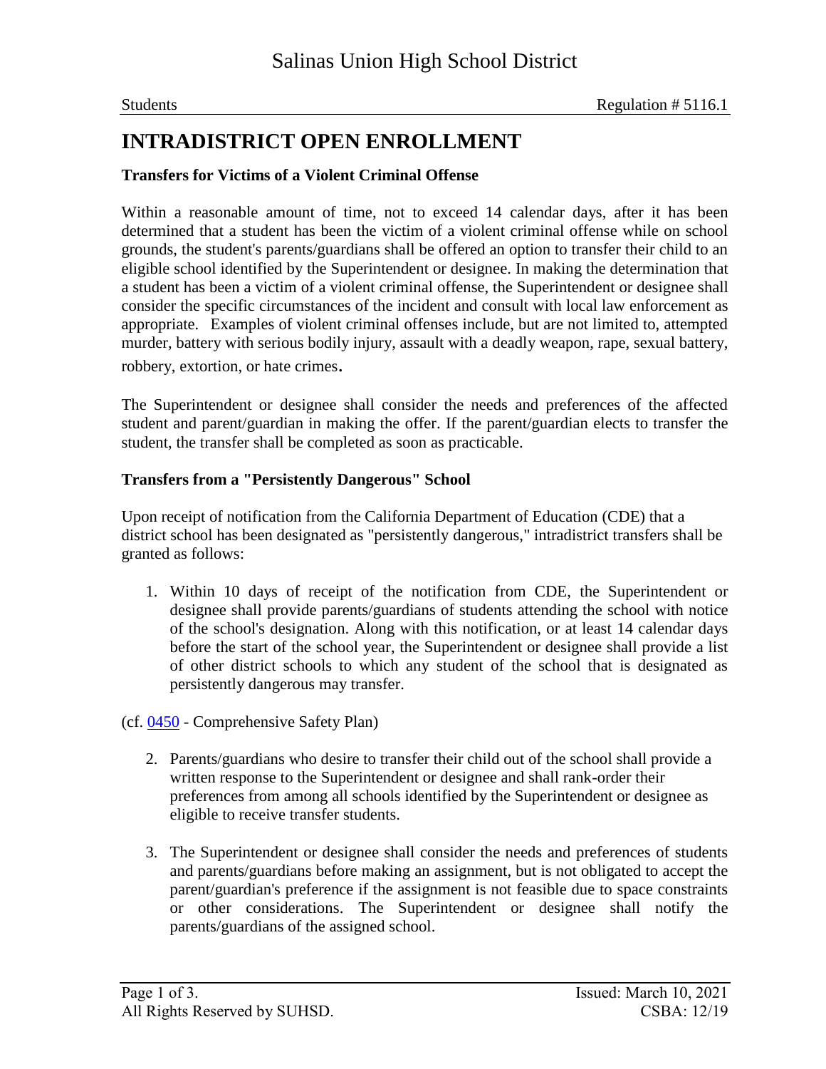# Salinas Union High School District

Students Regulation # 5116.1

## INTRADISTRICT OPEN ENROLLMENT

### Transfers for Victims of a Violent Criminal Offense

Within a reasonable amount of time, not to exceed 14 calendar days, after it has been determined that a student has been the victim of a violent criminal offense while on school grounds, the student's parents/guardians shall be offered an option to transfer their child to an eligible school identified by the Superintendent or designee. In making the determination that a student has been a victim of a violent criminal offense, the Superintendent or designee shall consider the specific circumstances of the incident and consult with local law enforcement as appropriate. Examples of violent criminal offenses include, but are not limited to, attempted murder, battery with serious bodily injury, assault with a deadly weapon, rape, sexual battery, robbery, extortion, or hate crimes.

The Superintendent or designee shall consider the needs and preferences of the affected student and parent/guardian in making the offer. If the parent/guardian elects to transfer the student, the transfer shall be completed as soon as practicable.

### Transfers from a "Persistently Dangerous" School

Upon receipt of notification from the California Department of Education (CDE) that a district school has been designated as "persistently dangerous," intradistrict transfers shall be granted as follows:

1. Within 10 days of receipt of the notification from CDE, the Superintendent or designee shall provide parents/guardians of students attending the school with notice of the school's designation. Along with this notification, or at least 14 calendar days before the start of the school year, the Superintendent or designee shall provide a list of other district schools to which any student of the school that is designated as persistently dangerous may transfer.

(cf. 0450 - Comprehensive Safety Plan)

2. Parents/guardians who desire to transfer their child out of the school shall provide a written response to the Superintendent or designee and shall rank-order their preferences from among all schools identified by the Superintendent or designee as eligible to receive transfer students.

3. The Superintendent or designee shall consider the needs and preferences of students and parents/guardians before making an assignment, but is not obligated to accept the parent/guardian's preference if the assignment is not feasible due to space constraints or other considerations. The Superintendent or designee shall notify the parents/guardians of the assigned school.

All Rights Reserved by SUHSD. Issued: March 10, 2021 CSBA: 12/19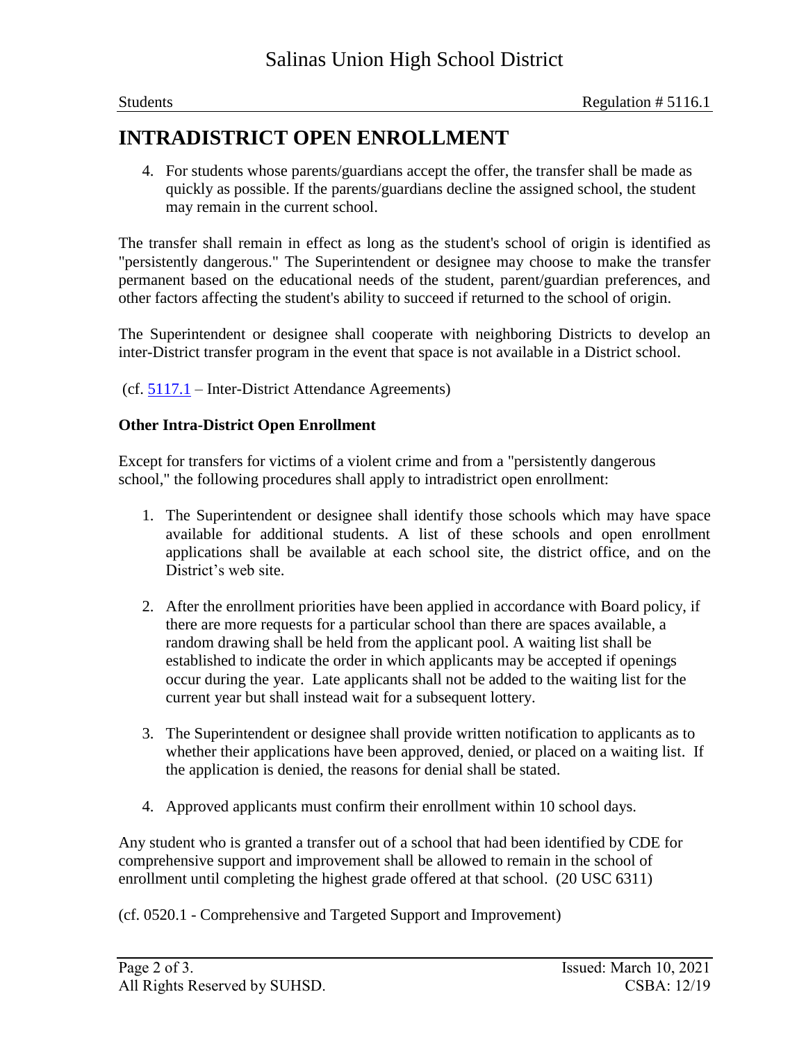4. For students whose parents/guardians accept the offer, the transfer shall be made as quickly as possible. If the parents/guardians decline the assigned school, the student may remain in the current school.

The transfer shall remain in effect as long as the student's school of origin is identified as "persistently dangerous." The Superintendent or designee may choose to make the transfer permanent based on the educational needs of the student, parent/guardian preferences, and other factors affecting the student's ability to succeed if returned to the school of origin.

The Superintendent or designee shall cooperate with neighboring Districts to develop an inter-District transfer program in the event that space is not available in a District school.

(cf. 5117.1 – Inter-District Attendance Agreements)

**Other Intra-District Open Enrollment**

Except for transfers for victims of a violent crime and from a "persistently dangerous school," the following procedures shall apply to intradistrict open enrollment:

1. The Superintendent or designee shall identify those schools which may have space available for additional students. A list of these schools and open enrollment applications shall be available at each school site, the district office, and on the District's web site.

2. After the enrollment priorities have been applied in accordance with Board policy, if there are more requests for a particular school than there are spaces available, a random drawing shall be held from the applicant pool. A waiting list shall be established to indicate the order in which applicants may be accepted if openings occur during the year. Late applicants shall not be added to the waiting list for the current year but shall instead wait for a subsequent lottery.

3. The Superintendent or designee shall provide written notification to applicants as to whether their applications have been approved, denied, or placed on a waiting list. If the application is denied, the reasons for denial shall be stated.

4. Approved applicants must confirm their enrollment within 10 school days.

Any student who is granted a transfer out of a school that had been identified by CDE for comprehensive support and improvement shall be allowed to remain in the school of enrollment until completing the highest grade offered at that school. (20 USC 6311)

(cf. 0520.1 - Comprehensive and Targeted Support and Improvement)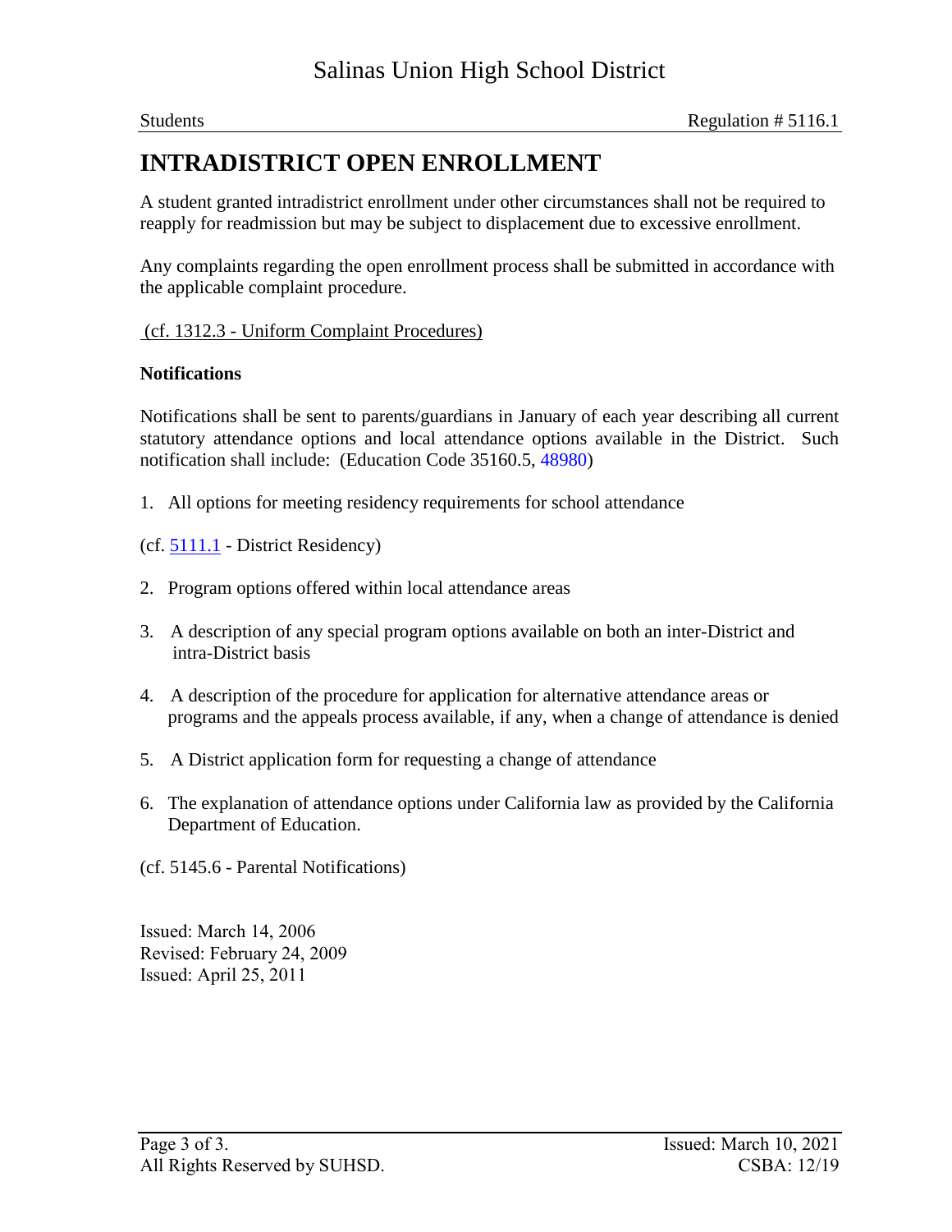# INTRADISTRICT OPEN ENROLLMENT

A student granted intradistrict enrollment under other circumstances shall not be required to reapply for readmission but may be subject to displacement due to excessive enrollment.

Any complaints regarding the open enrollment process shall be submitted in accordance with the applicable complaint procedure.

(cf. 1312.3 - Uniform Complaint Procedures)

**Notifications**

Notifications shall be sent to parents/guardians in January of each year describing all current statutory attendance options and local attendance options available in the District. Such notification shall include: (Education Code 35160.5, 48980)

1. All options for meeting residency requirements for school attendance

(cf. 5111.1 - District Residency)

2. Program options offered within local attendance areas
3. A description of any special program options available on both an inter-District and intra-District basis
4. A description of the procedure for application for alternative attendance areas or programs and the appeals process available, if any, when a change of attendance is denied
5. A District application form for requesting a change of attendance
6. The explanation of attendance options under California law as provided by the California Department of Education.

(cf. 5145.6 - Parental Notifications)

Issued: March 14, 2006
Revised: February 24, 2009
Issued: April 25, 2011